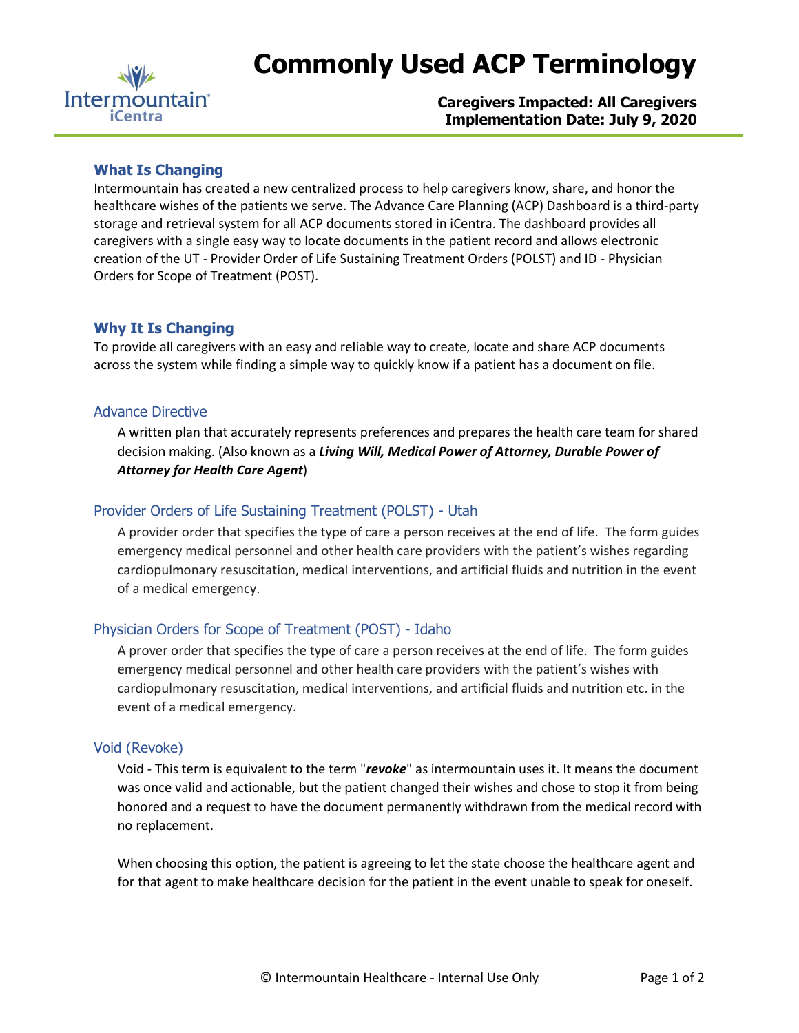# Commonly Used ACP Terminology

**Caregivers Impacted: All Caregivers**
**Implementation Date: July 9, 2020**

## What Is Changing

Intermountain has created a new centralized process to help caregivers know, share, and honor the healthcare wishes of the patients we serve. The Advance Care Planning (ACP) Dashboard is a third-party storage and retrieval system for all ACP documents stored in iCentra. The dashboard provides all caregivers with a single easy way to locate documents in the patient record and allows electronic creation of the UT - Provider Order of Life Sustaining Treatment Orders (POLST) and ID - Physician Orders for Scope of Treatment (POST).

## Why It Is Changing

To provide all caregivers with an easy and reliable way to create, locate and share ACP documents across the system while finding a simple way to quickly know if a patient has a document on file.

### Advance Directive

A written plan that accurately represents preferences and prepares the health care team for shared decision making. (Also known as a ***Living Will, Medical Power of Attorney, Durable Power of Attorney for Health Care Agent***)

### Provider Orders of Life Sustaining Treatment (POLST) - Utah

A provider order that specifies the type of care a person receives at the end of life. The form guides emergency medical personnel and other health care providers with the patient's wishes regarding cardiopulmonary resuscitation, medical interventions, and artificial fluids and nutrition in the event of a medical emergency.

### Physician Orders for Scope of Treatment (POST) - Idaho

A prover order that specifies the type of care a person receives at the end of life. The form guides emergency medical personnel and other health care providers with the patient's wishes with cardiopulmonary resuscitation, medical interventions, and artificial fluids and nutrition etc. in the event of a medical emergency.

### Void (Revoke)

Void - This term is equivalent to the term "***revoke***" as intermountain uses it. It means the document was once valid and actionable, but the patient changed their wishes and chose to stop it from being honored and a request to have the document permanently withdrawn from the medical record with no replacement.

When choosing this option, the patient is agreeing to let the state choose the healthcare agent and for that agent to make healthcare decision for the patient in the event unable to speak for oneself.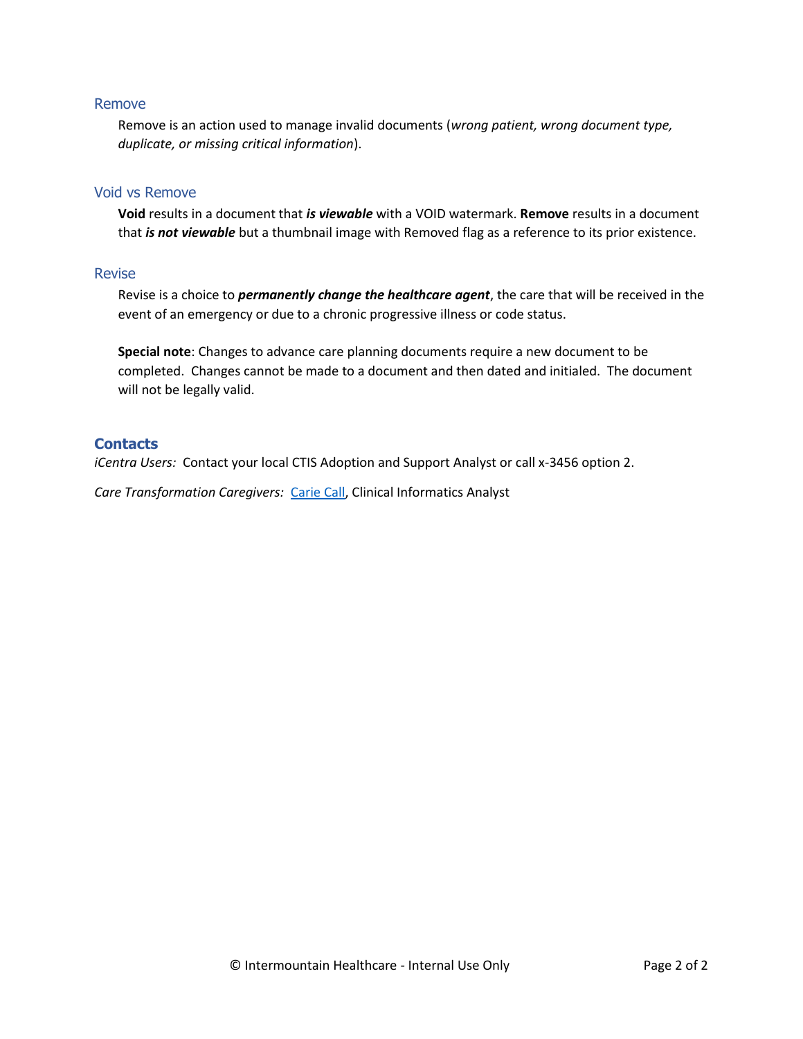### Remove

Remove is an action used to manage invalid documents (*wrong patient, wrong document type, duplicate, or missing critical information*).

### Void vs Remove

**Void** results in a document that ***is viewable*** with a VOID watermark. **Remove** results in a document that ***is not viewable*** but a thumbnail image with Removed flag as a reference to its prior existence.

### Revise

Revise is a choice to ***permanently change the healthcare agent***, the care that will be received in the event of an emergency or due to a chronic progressive illness or code status.

**Special note**: Changes to advance care planning documents require a new document to be completed. Changes cannot be made to a document and then dated and initialed. The document will not be legally valid.

## Contacts

*iCentra Users:* Contact your local CTIS Adoption and Support Analyst or call x-3456 option 2.

*Care Transformation Caregivers:* Carie Call, Clinical Informatics Analyst

© Intermountain Healthcare - Internal Use Only